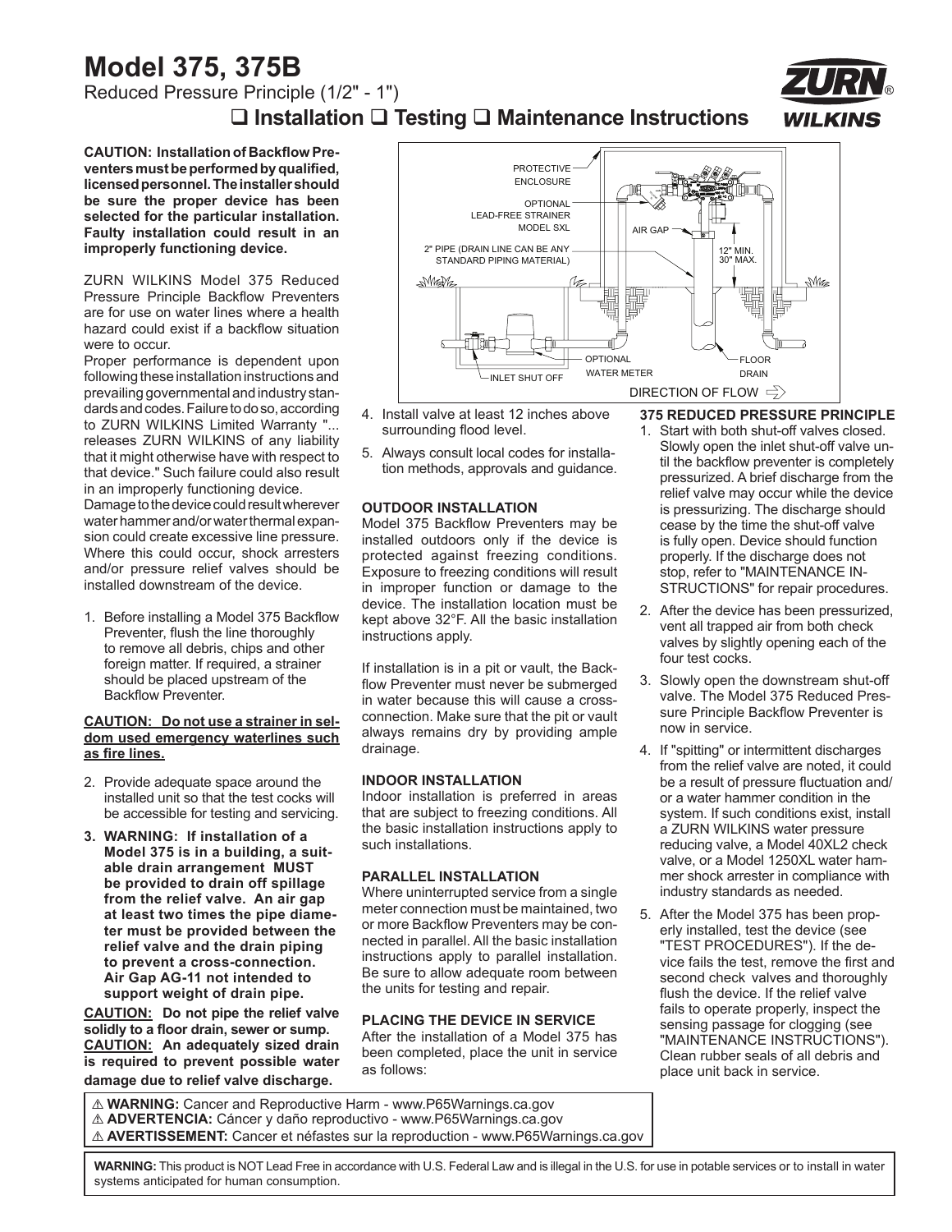# Model 375, 375B

Reduced Pressure Principle (1/2" - 1")

## ❑ Installation ❑ Testing ❑ Maintenance Instructions

**CAUTION: Installation of Backflow Preventers must be performed by qualified, licensed personnel. The installer should be sure the proper device has been selected for the particular installation. Faulty installation could result in an improperly functioning device.**

ZURN WILKINS Model 375 Reduced Pressure Principle Backflow Preventers are for use on water lines where a health hazard could exist if a backflow situation were to occur.

Proper performance is dependent upon following these installation instructions and prevailing governmental and industry standards and codes. Failure to do so, according to ZURN WILKINS Limited Warranty "... releases ZURN WILKINS of any liability that it might otherwise have with respect to that device." Such failure could also result in an improperly functioning device.

Damage to the device could result wherever water hammer and/or water thermal expansion could create excessive line pressure. Where this could occur, shock arresters and/or pressure relief valves should be installed downstream of the device.

1. Before installing a Model 375 Backflow Preventer, flush the line thoroughly to remove all debris, chips and other foreign matter. If required, a strainer should be placed upstream of the Backflow Preventer.

**<u>CAUTION:</u> Do not use a strainer in seldom used emergency waterlines such as fire lines.**

2. Provide adequate space around the installed unit so that the test cocks will be accessible for testing and servicing.
3. **WARNING: If installation of a Model 375 is in a building, a suitable drain arrangement MUST be provided to drain off spillage from the relief valve. An air gap at least two times the pipe diameter must be provided between the relief valve and the drain piping to prevent a cross-connection. Air Gap AG-11 not intended to support weight of drain pipe.**

**<u>CAUTION:</u> Do not pipe the relief valve solidly to a floor drain, sewer or sump.**
**<u>CAUTION:</u> An adequately sized drain is required to prevent possible water damage due to relief valve discharge.**

PROTECTIVE ENCLOSURE
OPTIONAL LEAD-FREE STRAINER MODEL SXL
AIR GAP
2" PIPE (DRAIN LINE CAN BE ANY STANDARD PIPING MATERIAL)
12" MIN. 30" MAX.
OPTIONAL WATER METER
FLOOR DRAIN
INLET SHUT OFF
DIRECTION OF FLOW ⇨

4. Install valve at least 12 inches above surrounding flood level.
5. Always consult local codes for installation methods, approvals and guidance.

### OUTDOOR INSTALLATION

Model 375 Backflow Preventers may be installed outdoors only if the device is protected against freezing conditions. Exposure to freezing conditions will result in improper function or damage to the device. The installation location must be kept above 32°F. All the basic installation instructions apply.

If installation is in a pit or vault, the Backflow Preventer must never be submerged in water because this will cause a cross-connection. Make sure that the pit or vault always remains dry by providing ample drainage.

### INDOOR INSTALLATION

Indoor installation is preferred in areas that are subject to freezing conditions. All the basic installation instructions apply to such installations.

### PARALLEL INSTALLATION

Where uninterrupted service from a single meter connection must be maintained, two or more Backflow Preventers may be connected in parallel. All the basic installation instructions apply to parallel installation. Be sure to allow adequate room between the units for testing and repair.

### PLACING THE DEVICE IN SERVICE

After the installation of a Model 375 has been completed, place the unit in service as follows:

### 375 REDUCED PRESSURE PRINCIPLE

1. Start with both shut-off valves closed. Slowly open the inlet shut-off valve until the backflow preventer is completely pressurized. A brief discharge from the relief valve may occur while the device is pressurizing. The discharge should cease by the time the shut-off valve is fully open. Device should function properly. If the discharge does not stop, refer to "MAINTENANCE INSTRUCTIONS" for repair procedures.
2. After the device has been pressurized, vent all trapped air from both check valves by slightly opening each of the four test cocks.
3. Slowly open the downstream shut-off valve. The Model 375 Reduced Pressure Principle Backflow Preventer is now in service.
4. If "spitting" or intermittent discharges from the relief valve are noted, it could be a result of pressure fluctuation and/or a water hammer condition in the system. If such conditions exist, install a ZURN WILKINS water pressure reducing valve, a Model 40XL2 check valve, or a Model 1250XL water hammer shock arrester in compliance with industry standards as needed.
5. After the Model 375 has been properly installed, test the device (see "TEST PROCEDURES"). If the device fails the test, remove the first and second check valves and thoroughly flush the device. If the relief valve fails to operate properly, inspect the sensing passage for clogging (see "MAINTENANCE INSTRUCTIONS"). Clean rubber seals of all debris and place unit back in service.

⚠ **WARNING:** Cancer and Reproductive Harm - www.P65Warnings.ca.gov
⚠ **ADVERTENCIA:** Cáncer y daño reproductivo - www.P65Warnings.ca.gov
⚠ **AVERTISSEMENT:** Cancer et néfastes sur la reproduction - www.P65Warnings.ca.gov

**WARNING:** This product is NOT Lead Free in accordance with U.S. Federal Law and is illegal in the U.S. for use in potable services or to install in water systems anticipated for human consumption.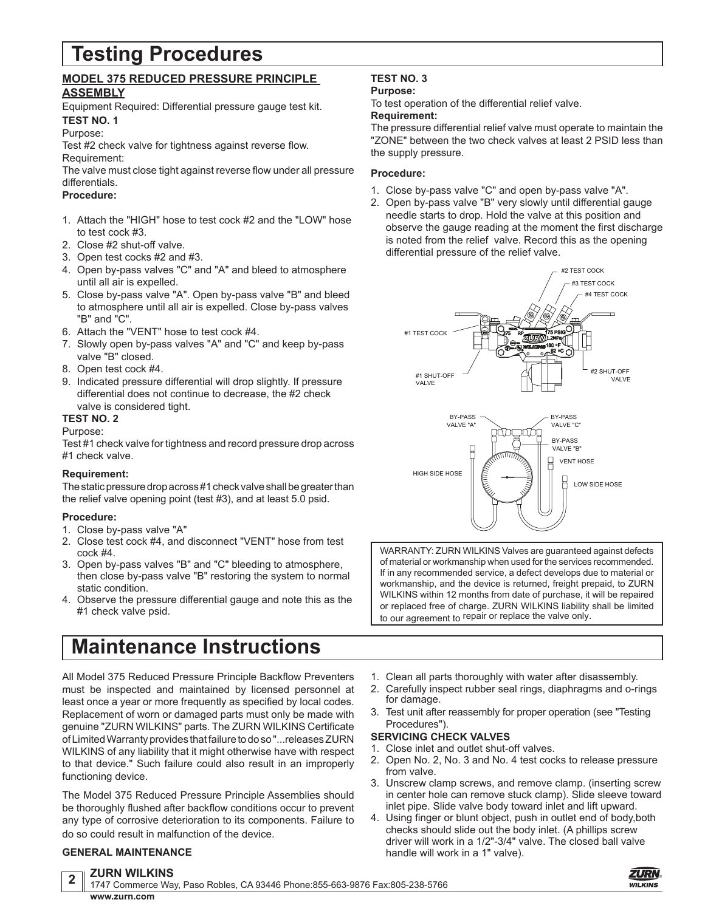# Testing Procedures

## MODEL 375 REDUCED PRESSURE PRINCIPLE ASSEMBLY

Equipment Required: Differential pressure gauge test kit.

**TEST NO. 1**

Purpose:

Test #2 check valve for tightness against reverse flow.

Requirement:

The valve must close tight against reverse flow under all pressure differentials.

**Procedure:**

1. Attach the "HIGH" hose to test cock #2 and the "LOW" hose to test cock #3.
2. Close #2 shut-off valve.
3. Open test cocks #2 and #3.
4. Open by-pass valves "C" and "A" and bleed to atmosphere until all air is expelled.
5. Close by-pass valve "A". Open by-pass valve "B" and bleed to atmosphere until all air is expelled. Close by-pass valves "B" and "C".
6. Attach the "VENT" hose to test cock #4.
7. Slowly open by-pass valves "A" and "C" and keep by-pass valve "B" closed.
8. Open test cock #4.
9. Indicated pressure differential will drop slightly. If pressure differential does not continue to decrease, the #2 check valve is considered tight.

**TEST NO. 2**

Purpose:

Test #1 check valve for tightness and record pressure drop across #1 check valve.

**Requirement:**

The static pressure drop across #1 check valve shall be greater than the relief valve opening point (test #3), and at least 5.0 psid.

**Procedure:**

1. Close by-pass valve "A"
2. Close test cock #4, and disconnect "VENT" hose from test cock #4.
3. Open by-pass valves "B" and "C" bleeding to atmosphere, then close by-pass valve "B" restoring the system to normal static condition.
4. Observe the pressure differential gauge and note this as the #1 check valve psid.

**TEST NO. 3**

**Purpose:**

To test operation of the differential relief valve.

**Requirement:**

The pressure differential relief valve must operate to maintain the "ZONE" between the two check valves at least 2 PSID less than the supply pressure.

**Procedure:**

1. Close by-pass valve "C" and open by-pass valve "A".
2. Open by-pass valve "B" very slowly until differential gauge needle starts to drop. Hold the valve at this position and observe the gauge reading at the moment the first discharge is noted from the relief valve. Record this as the opening differential pressure of the relief valve.

#2 TEST COCK
#3 TEST COCK
#4 TEST COCK
#1 TEST COCK
#1 SHUT-OFF VALVE
#2 SHUT-OFF VALVE

BY-PASS VALVE "A"
BY-PASS VALVE "C"
BY-PASS VALVE "B"
VENT HOSE
HIGH SIDE HOSE
LOW SIDE HOSE

WARRANTY: ZURN WILKINS Valves are guaranteed against defects of material or workmanship when used for the services recommended. If in any recommended service, a defect develops due to material or workmanship, and the device is returned, freight prepaid, to ZURN WILKINS within 12 months from date of purchase, it will be repaired or replaced free of charge. ZURN WILKINS liability shall be limited to our agreement to repair or replace the valve only.

# Maintenance Instructions

All Model 375 Reduced Pressure Principle Backflow Preventers must be inspected and maintained by licensed personnel at least once a year or more frequently as specified by local codes. Replacement of worn or damaged parts must only be made with genuine "ZURN WILKINS" parts. The ZURN WILKINS Certificate of Limited Warranty provides that failure to do so "...releases ZURN WILKINS of any liability that it might otherwise have with respect to that device." Such failure could also result in an improperly functioning device.

The Model 375 Reduced Pressure Principle Assemblies should be thoroughly flushed after backflow conditions occur to prevent any type of corrosive deterioration to its components. Failure to do so could result in malfunction of the device.

**GENERAL MAINTENANCE**

1. Clean all parts thoroughly with water after disassembly.
2. Carefully inspect rubber seal rings, diaphragms and o-rings for damage.
3. Test unit after reassembly for proper operation (see "Testing Procedures").

**SERVICING CHECK VALVES**

1. Close inlet and outlet shut-off valves.
2. Open No. 2, No. 3 and No. 4 test cocks to release pressure from valve.
3. Unscrew clamp screws, and remove clamp. (inserting screw in center hole can remove stuck clamp). Slide sleeve toward inlet pipe. Slide valve body toward inlet and lift upward.
4. Using finger or blunt object, push in outlet end of body,both checks should slide out the body inlet. (A phillips screw driver will work in a 1/2"-3/4" valve. The closed ball valve handle will work in a 1" valve).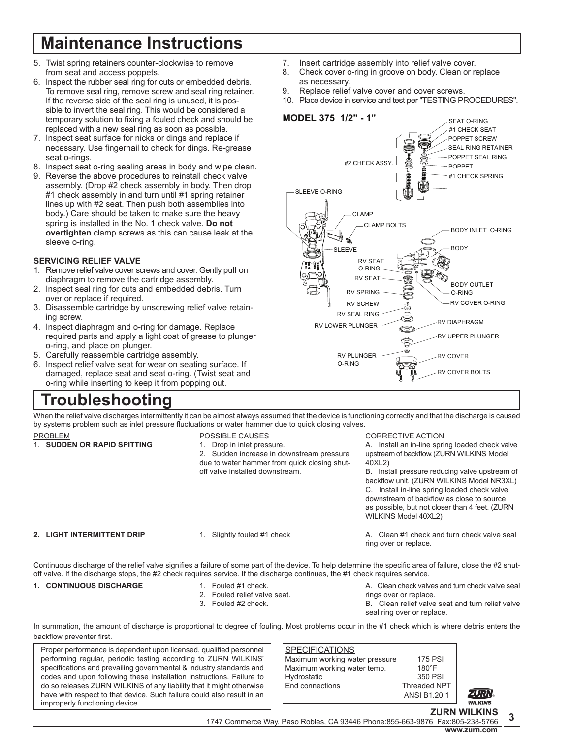# Maintenance Instructions

5. Twist spring retainers counter-clockwise to remove from seat and access poppets.
6. Inspect the rubber seal ring for cuts or embedded debris. To remove seal ring, remove screw and seal ring retainer. If the reverse side of the seal ring is unused, it is possible to invert the seal ring. This would be considered a temporary solution to fixing a fouled check and should be replaced with a new seal ring as soon as possible.
7. Inspect seat surface for nicks or dings and replace if necessary. Use fingernail to check for dings. Re-grease seat o-rings.
8. Inspect seat o-ring sealing areas in body and wipe clean.
9. Reverse the above procedures to reinstall check valve assembly. (Drop #2 check assembly in body. Then drop #1 check assembly in and turn until #1 spring retainer lines up with #2 seat. Then push both assemblies into body.) Care should be taken to make sure the heavy spring is installed in the No. 1 check valve. **Do not overtighten** clamp screws as this can cause leak at the sleeve o-ring.

**SERVICING RELIEF VALVE**

1. Remove relief valve cover screws and cover. Gently pull on diaphragm to remove the cartridge assembly.
2. Inspect seal ring for cuts and embedded debris. Turn over or replace if required.
3. Disassemble cartridge by unscrewing relief valve retaining screw.
4. Inspect diaphragm and o-ring for damage. Replace required parts and apply a light coat of grease to plunger o-ring, and place on plunger.
5. Carefully reassemble cartridge assembly.
6. Inspect relief valve seat for wear on seating surface. If damaged, replace seat and seat o-ring. (Twist seat and o-ring while inserting to keep it from popping out.
7. Insert cartridge assembly into relief valve cover.
8. Check cover o-ring in groove on body. Clean or replace as necessary.
9. Replace relief valve cover and cover screws.
10. Place device in service and test per "TESTING PROCEDURES".

**MODEL 375 1/2" - 1"**

SEAT O-RING
#1 CHECK SEAT
POPPET SCREW
SEAL RING RETAINER
POPPET SEAL RING
POPPET
#1 CHECK SPRING
#2 CHECK ASSY.
SLEEVE O-RING
CLAMP
CLAMP BOLTS
BODY INLET O-RING
SLEEVE
BODY
RV SEAT O-RING
RV SEAT
BODY OUTLET O-RING
RV SPRING
RV COVER O-RING
RV SCREW
RV SEAL RING
RV DIAPHRAGM
RV LOWER PLUNGER
RV UPPER PLUNGER
RV PLUNGER O-RING
RV COVER
RV COVER BOLTS

# Troubleshooting

When the relief valve discharges intermittently it can be almost always assumed that the device is functioning correctly and that the discharge is caused by systems problem such as inlet pressure fluctuations or water hammer due to quick closing valves.

| PROBLEM | POSSIBLE CAUSES | CORRECTIVE ACTION |
|---|---|---|
| 1. **SUDDEN OR RAPID SPITTING** | 1. Drop in inlet pressure.<br>2. Sudden increase in downstream pressure due to water hammer from quick closing shut-off valve installed downstream. | A. Install an in-line spring loaded check valve upstream of backflow. (ZURN WILKINS Model 40XL2)<br>B. Install pressure reducing valve upstream of backflow unit. (ZURN WILKINS Model NR3XL)<br>C. Install in-line spring loaded check valve downstream of backflow as close to source as possible, but not closer than 4 feet. (ZURN WILKINS Model 40XL2) |
| 2. **LIGHT INTERMITTENT DRIP** | 1. Slightly fouled #1 check | A. Clean #1 check and turn check valve seal ring over or replace. |

Continuous discharge of the relief valve signifies a failure of some part of the device. To help determine the specific area of failure, close the #2 shut-off valve. If the discharge stops, the #2 check requires service. If the discharge continues, the #1 check requires service.

| PROBLEM | POSSIBLE CAUSES | CORRECTIVE ACTION |
|---|---|---|
| 1. **CONTINUOUS DISCHARGE** | 1. Fouled #1 check.<br>2. Fouled relief valve seat.<br>3. Fouled #2 check. | A. Clean check valves and turn check valve seal rings over or replace.<br>B. Clean relief valve seat and turn relief valve seal ring over or replace. |

In summation, the amount of discharge is proportional to degree of fouling. Most problems occur in the #1 check which is where debris enters the backflow preventer first.

Proper performance is dependent upon licensed, qualified personnel performing regular, periodic testing according to ZURN WILKINS' specifications and prevailing governmental & industry standards and codes and upon following these installation instructions. Failure to do so releases ZURN WILKINS of any liability that it might otherwise have with respect to that device. Such failure could also result in an improperly functioning device.

| SPECIFICATIONS | |
|---|---|
| Maximum working water pressure | 175 PSI |
| Maximum working water temp. | 180°F |
| Hydrostatic | 350 PSI |
| End connections | Threaded NPT ANSI B1.20.1 |

**ZURN WILKINS**
1747 Commerce Way, Paso Robles, CA 93446 Phone:855-663-9876 Fax:805-238-5766
**www.zurn.com**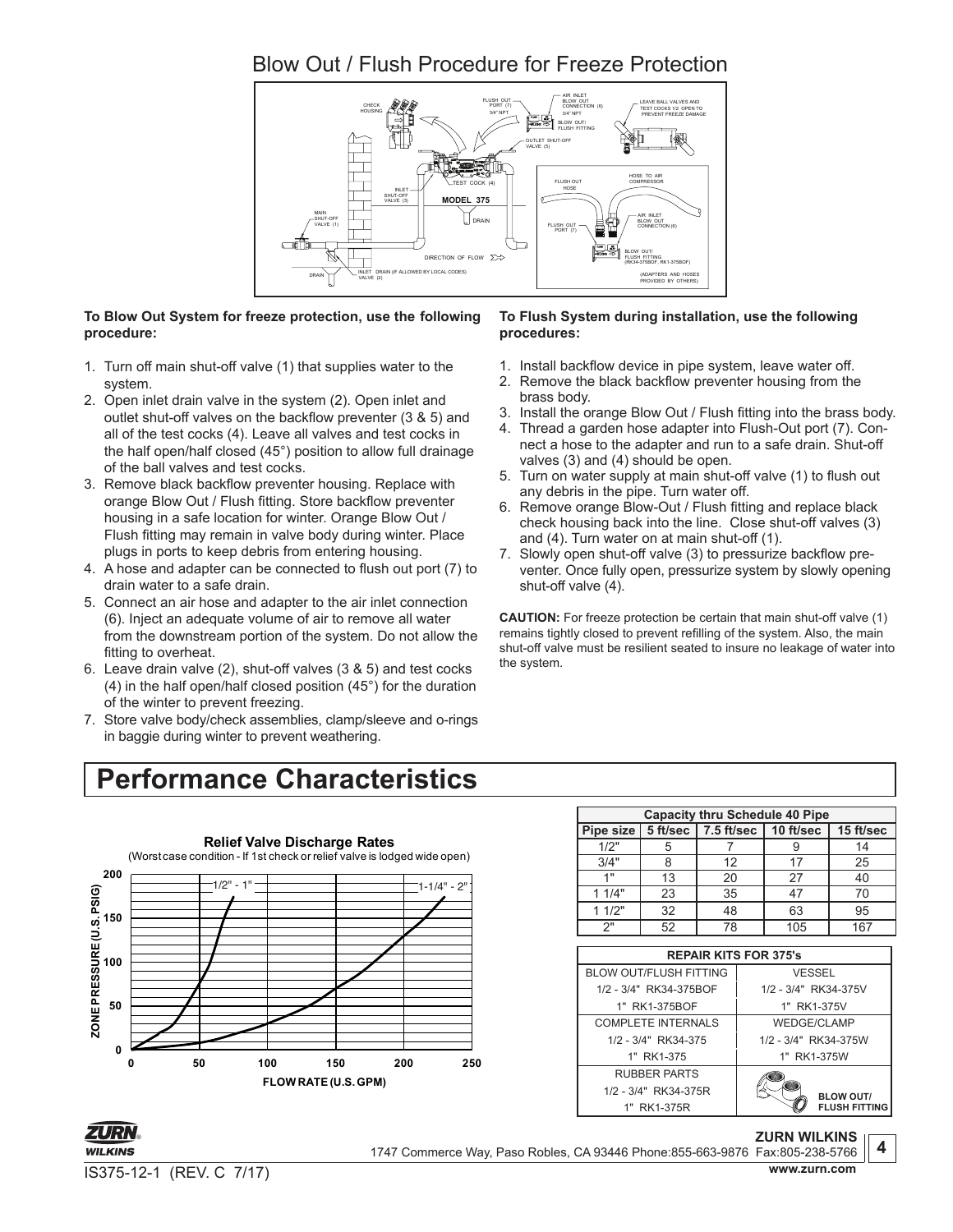## Blow Out / Flush Procedure for Freeze Protection

CHECK HOUSING

FLUSH OUT PORT (7)

3/4" NPT

AIR INLET BLOW OUT CONNECTION (6)

BLOW OUT/ FLUSH FITTING

LEAVE BALL VALVES AND TEST COCKS 1/2 OPEN TO PREVENT FREEZE DAMAGE

OUTLET SHUT-OFF VALVE (5)

TEST COCK (4)

INLET SHUT-OFF VALVE (3)

MODEL 375

DRAIN

MAIN SHUT-OFF VALVE (1)

DIRECTION OF FLOW

DRAIN

INLET DRAIN (IF ALLOWED BY LOCAL CODES) VALVE (2)

FLUSH OUT HOSE

HOSE TO AIR COMPRESSOR

AIR INLET BLOW OUT CONNECTION (6)

FLUSH OUT PORT (7)

BLOW OUT/ FLUSH FITTING (RK34-375BOF, RK1-375BOF)

(ADAPTERS AND HOSES PROVIDED BY OTHERS)

**To Blow Out System for freeze protection, use the following procedure:**

1. Turn off main shut-off valve (1) that supplies water to the system.
2. Open inlet drain valve in the system (2). Open inlet and outlet shut-off valves on the backflow preventer (3 & 5) and all of the test cocks (4). Leave all valves and test cocks in the half open/half closed (45°) position to allow full drainage of the ball valves and test cocks.
3. Remove black backflow preventer housing. Replace with orange Blow Out / Flush fitting. Store backflow preventer housing in a safe location for winter. Orange Blow Out / Flush fitting may remain in valve body during winter. Place plugs in ports to keep debris from entering housing.
4. A hose and adapter can be connected to flush out port (7) to drain water to a safe drain.
5. Connect an air hose and adapter to the air inlet connection (6). Inject an adequate volume of air to remove all water from the downstream portion of the system. Do not allow the fitting to overheat.
6. Leave drain valve (2), shut-off valves (3 & 5) and test cocks (4) in the half open/half closed position (45°) for the duration of the winter to prevent freezing.
7. Store valve body/check assemblies, clamp/sleeve and o-rings in baggie during winter to prevent weathering.

**To Flush System during installation, use the following procedures:**

1. Install backflow device in pipe system, leave water off.
2. Remove the black backflow preventer housing from the brass body.
3. Install the orange Blow Out / Flush fitting into the brass body.
4. Thread a garden hose adapter into Flush-Out port (7). Connect a hose to the adapter and run to a safe drain. Shut-off valves (3) and (4) should be open.
5. Turn on water supply at main shut-off valve (1) to flush out any debris in the pipe. Turn water off.
6. Remove orange Blow-Out / Flush fitting and replace black check housing back into the line. Close shut-off valves (3) and (4). Turn water on at main shut-off (1).
7. Slowly open shut-off valve (3) to pressurize backflow preventer. Once fully open, pressurize system by slowly opening shut-off valve (4).

**CAUTION:** For freeze protection be certain that main shut-off valve (1) remains tightly closed to prevent refilling of the system. Also, the main shut-off valve must be resilient seated to insure no leakage of water into the system.

# Performance Characteristics

**Relief Valve Discharge Rates**

(Worst case condition - If 1st check or relief valve is lodged wide open)

ZONE PRESSURE (U.S. PSIG)

FLOW RATE (U.S. GPM)

0, 50, 100, 150, 200

0, 50, 100, 150, 200, 250

1/2" - 1"

1-1/4" - 2"

| Capacity thru Schedule 40 Pipe | | | | |
|---|---|---|---|---|
| Pipe size | 5 ft/sec | 7.5 ft/sec | 10 ft/sec | 15 ft/sec |
| 1/2" | 5 | 7 | 9 | 14 |
| 3/4" | 8 | 12 | 17 | 25 |
| 1" | 13 | 20 | 27 | 40 |
| 1 1/4" | 23 | 35 | 47 | 70 |
| 1 1/2" | 32 | 48 | 63 | 95 |
| 2" | 52 | 78 | 105 | 167 |

| REPAIR KITS FOR 375's | |
|---|---|
| BLOW OUT/FLUSH FITTING | VESSEL |
| 1/2 - 3/4" RK34-375BOF | 1/2 - 3/4" RK34-375V |
| 1" RK1-375BOF | 1" RK1-375V |
| COMPLETE INTERNALS | WEDGE/CLAMP |
| 1/2 - 3/4" RK34-375 | 1/2 - 3/4" RK34-375W |
| 1" RK1-375 | 1" RK1-375W |
| RUBBER PARTS | BLOW OUT/ FLUSH FITTING |
| 1/2 - 3/4" RK34-375R | |
| 1" RK1-375R | |

**ZURN WILKINS**

1747 Commerce Way, Paso Robles, CA 93446 Phone:855-663-9876 Fax:805-238-5766

**www.zurn.com**

IS375-12-1 (REV. C 7/17)